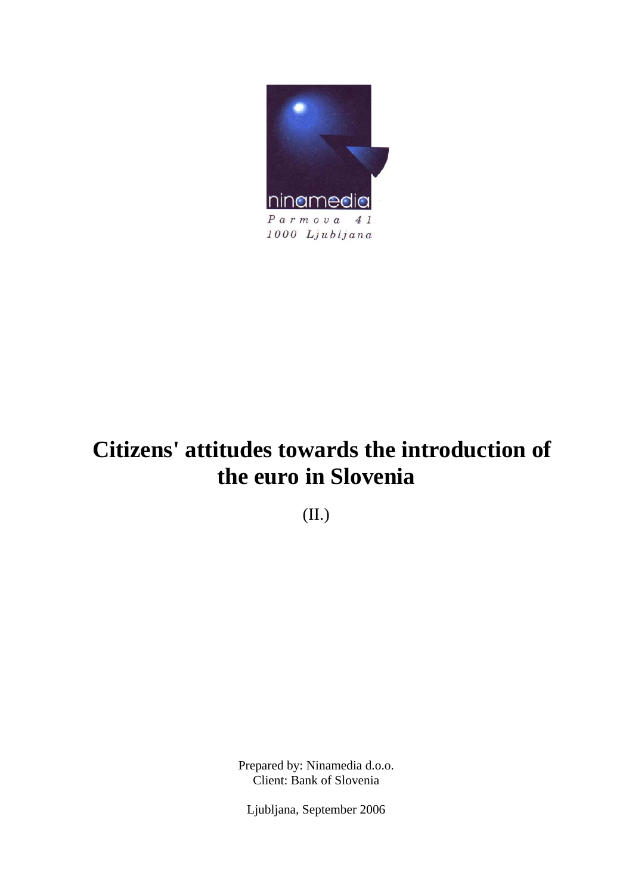ninamedia

Parmova 41
1000 Ljubljana

# Citizens' attitudes towards the introduction of the euro in Slovenia

(II.)

Prepared by: Ninamedia d.o.o.
Client: Bank of Slovenia

Ljubljana, September 2006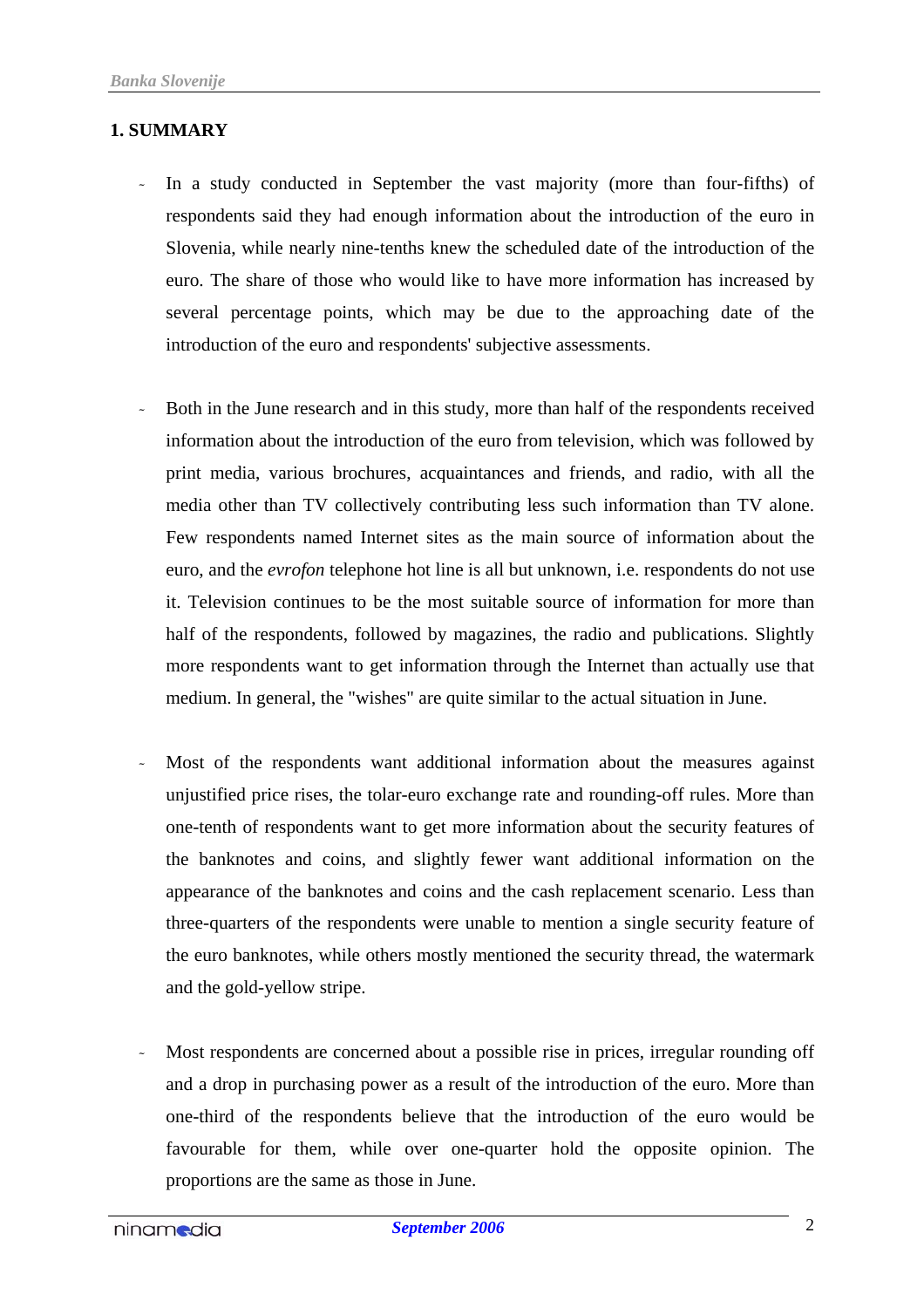## 1. SUMMARY

- In a study conducted in September the vast majority (more than four-fifths) of respondents said they had enough information about the introduction of the euro in Slovenia, while nearly nine-tenths knew the scheduled date of the introduction of the euro. The share of those who would like to have more information has increased by several percentage points, which may be due to the approaching date of the introduction of the euro and respondents' subjective assessments.

- Both in the June research and in this study, more than half of the respondents received information about the introduction of the euro from television, which was followed by print media, various brochures, acquaintances and friends, and radio, with all the media other than TV collectively contributing less such information than TV alone. Few respondents named Internet sites as the main source of information about the euro, and the *evrofon* telephone hot line is all but unknown, i.e. respondents do not use it. Television continues to be the most suitable source of information for more than half of the respondents, followed by magazines, the radio and publications. Slightly more respondents want to get information through the Internet than actually use that medium. In general, the "wishes" are quite similar to the actual situation in June.

- Most of the respondents want additional information about the measures against unjustified price rises, the tolar-euro exchange rate and rounding-off rules. More than one-tenth of respondents want to get more information about the security features of the banknotes and coins, and slightly fewer want additional information on the appearance of the banknotes and coins and the cash replacement scenario. Less than three-quarters of the respondents were unable to mention a single security feature of the euro banknotes, while others mostly mentioned the security thread, the watermark and the gold-yellow stripe.

- Most respondents are concerned about a possible rise in prices, irregular rounding off and a drop in purchasing power as a result of the introduction of the euro. More than one-third of the respondents believe that the introduction of the euro would be favourable for them, while over one-quarter hold the opposite opinion. The proportions are the same as those in June.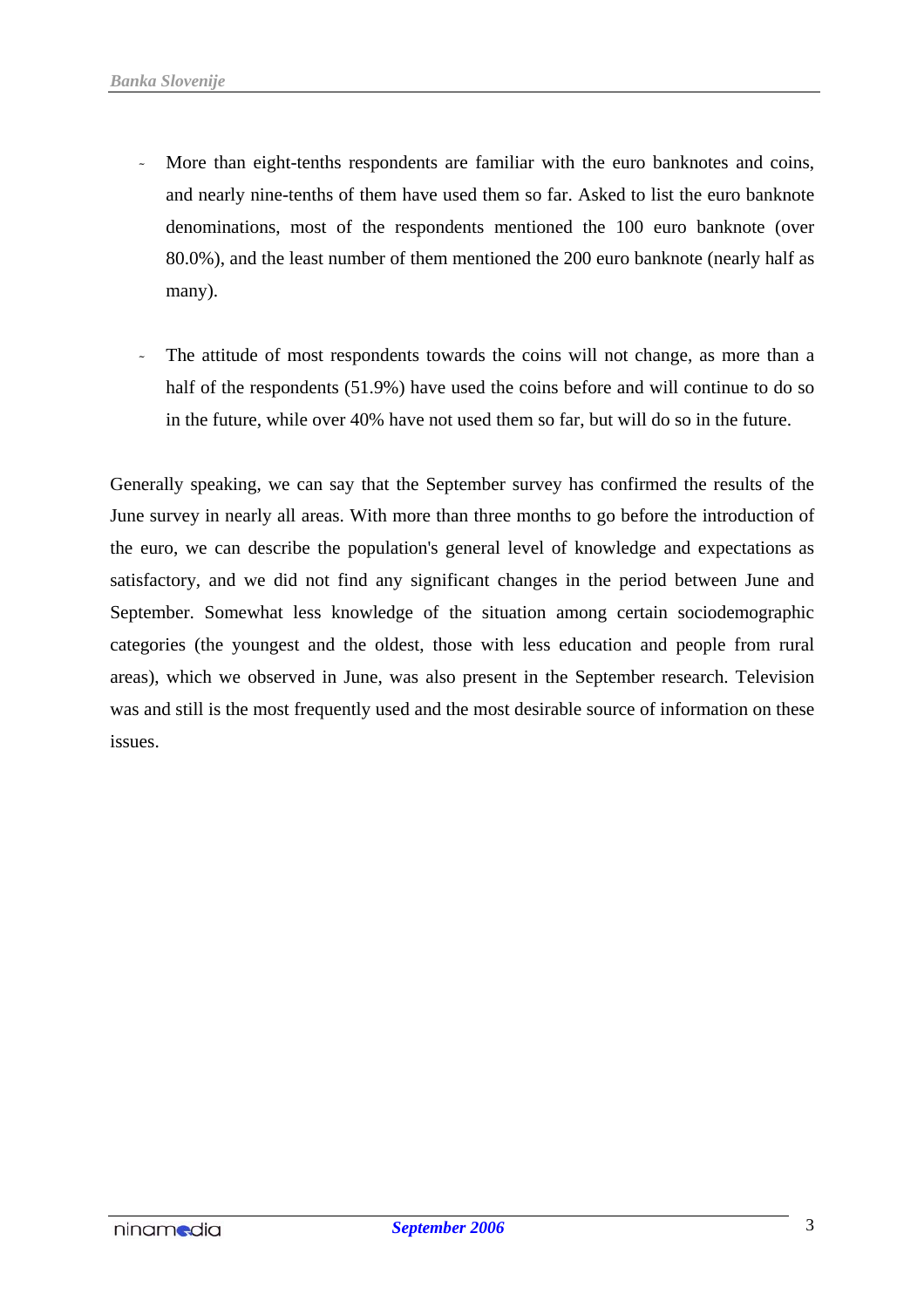- More than eight-tenths respondents are familiar with the euro banknotes and coins, and nearly nine-tenths of them have used them so far. Asked to list the euro banknote denominations, most of the respondents mentioned the 100 euro banknote (over 80.0%), and the least number of them mentioned the 200 euro banknote (nearly half as many).

- The attitude of most respondents towards the coins will not change, as more than a half of the respondents (51.9%) have used the coins before and will continue to do so in the future, while over 40% have not used them so far, but will do so in the future.

Generally speaking, we can say that the September survey has confirmed the results of the June survey in nearly all areas. With more than three months to go before the introduction of the euro, we can describe the population's general level of knowledge and expectations as satisfactory, and we did not find any significant changes in the period between June and September. Somewhat less knowledge of the situation among certain sociodemographic categories (the youngest and the oldest, those with less education and people from rural areas), which we observed in June, was also present in the September research. Television was and still is the most frequently used and the most desirable source of information on these issues.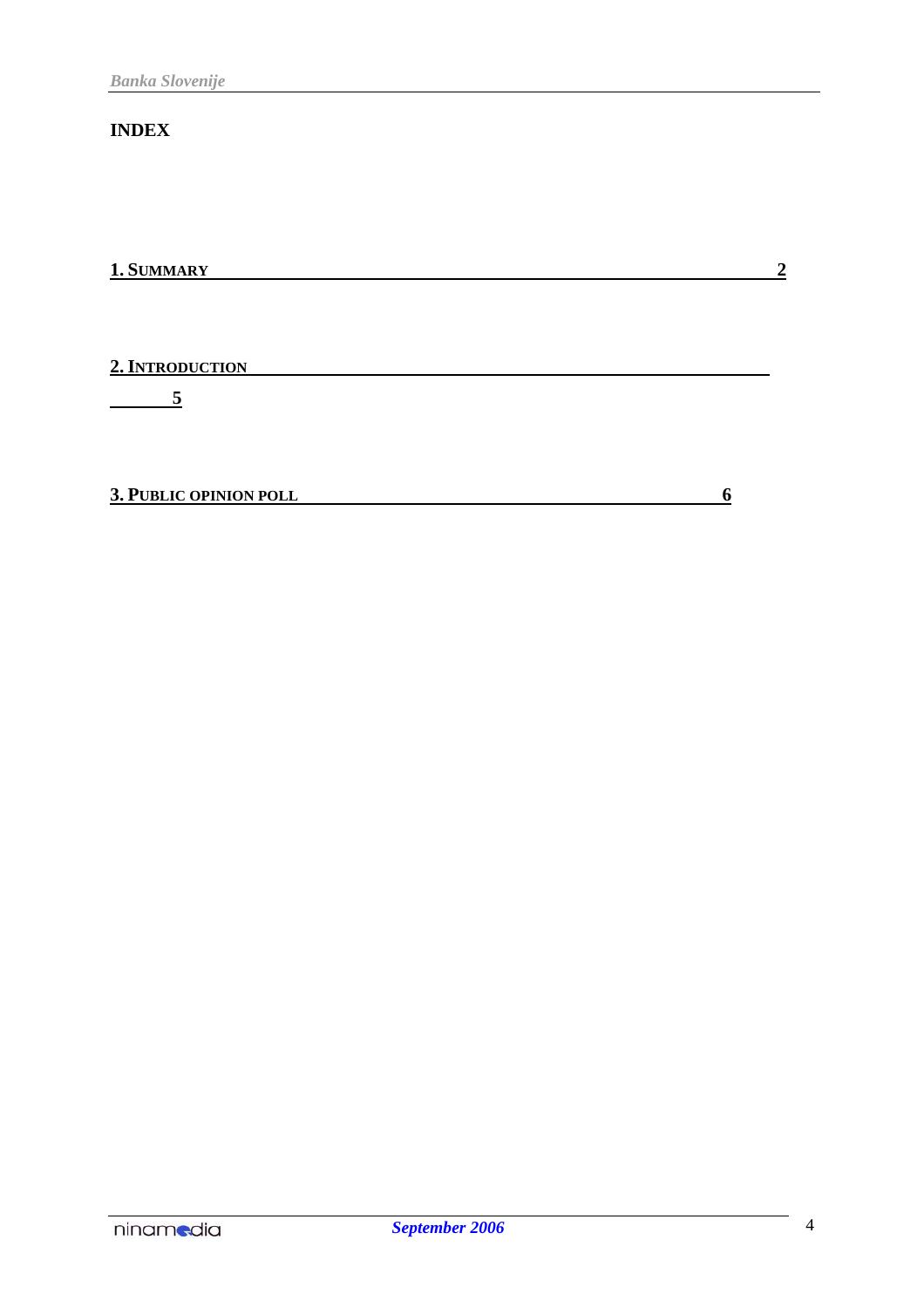# INDEX

**1. SUMMARY** **2**

**2. INTRODUCTION** **5**

**3. PUBLIC OPINION POLL** **6**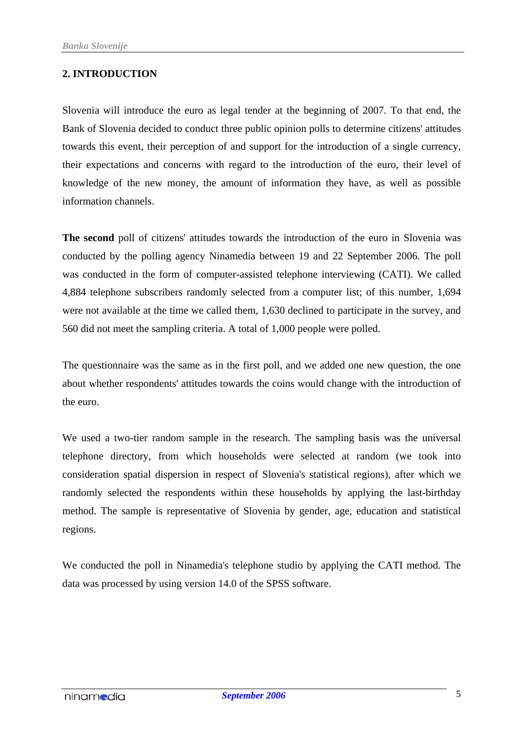## 2. INTRODUCTION

Slovenia will introduce the euro as legal tender at the beginning of 2007. To that end, the Bank of Slovenia decided to conduct three public opinion polls to determine citizens' attitudes towards this event, their perception of and support for the introduction of a single currency, their expectations and concerns with regard to the introduction of the euro, their level of knowledge of the new money, the amount of information they have, as well as possible information channels.

**The second** poll of citizens' attitudes towards the introduction of the euro in Slovenia was conducted by the polling agency Ninamedia between 19 and 22 September 2006. The poll was conducted in the form of computer-assisted telephone interviewing (CATI). We called 4,884 telephone subscribers randomly selected from a computer list; of this number, 1,694 were not available at the time we called them, 1,630 declined to participate in the survey, and 560 did not meet the sampling criteria. A total of 1,000 people were polled.

The questionnaire was the same as in the first poll, and we added one new question, the one about whether respondents' attitudes towards the coins would change with the introduction of the euro.

We used a two-tier random sample in the research. The sampling basis was the universal telephone directory, from which households were selected at random (we took into consideration spatial dispersion in respect of Slovenia's statistical regions), after which we randomly selected the respondents within these households by applying the last-birthday method. The sample is representative of Slovenia by gender, age, education and statistical regions.

We conducted the poll in Ninamedia's telephone studio by applying the CATI method. The data was processed by using version 14.0 of the SPSS software.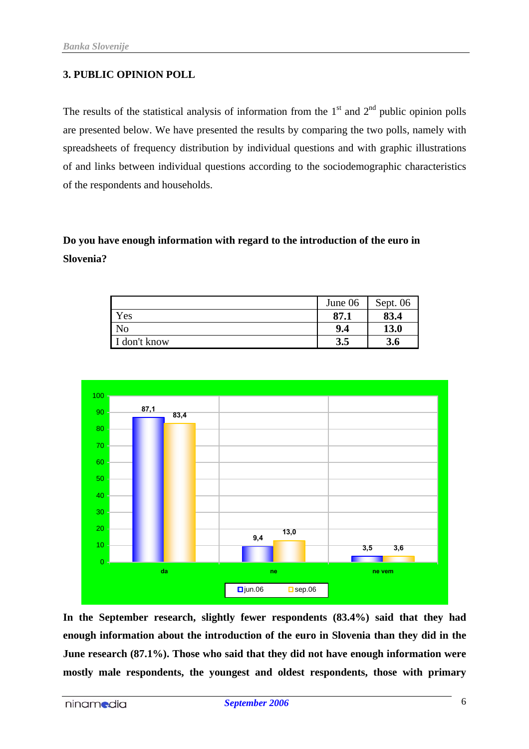## 3. PUBLIC OPINION POLL

The results of the statistical analysis of information from the 1st and 2nd public opinion polls are presented below. We have presented the results by comparing the two polls, namely with spreadsheets of frequency distribution by individual questions and with graphic illustrations of and links between individual questions according to the sociodemographic characteristics of the respondents and households.

**Do you have enough information with regard to the introduction of the euro in Slovenia?**

| | June 06 | Sept. 06 |
|---|---|---|
| Yes | **87.1** | **83.4** |
| No | **9.4** | **13.0** |
| I don't know | **3.5** | **3.6** |

**In the September research, slightly fewer respondents (83.4%) said that they had enough information about the introduction of the euro in Slovenia than they did in the June research (87.1%). Those who said that they did not have enough information were mostly male respondents, the youngest and oldest respondents, those with primary**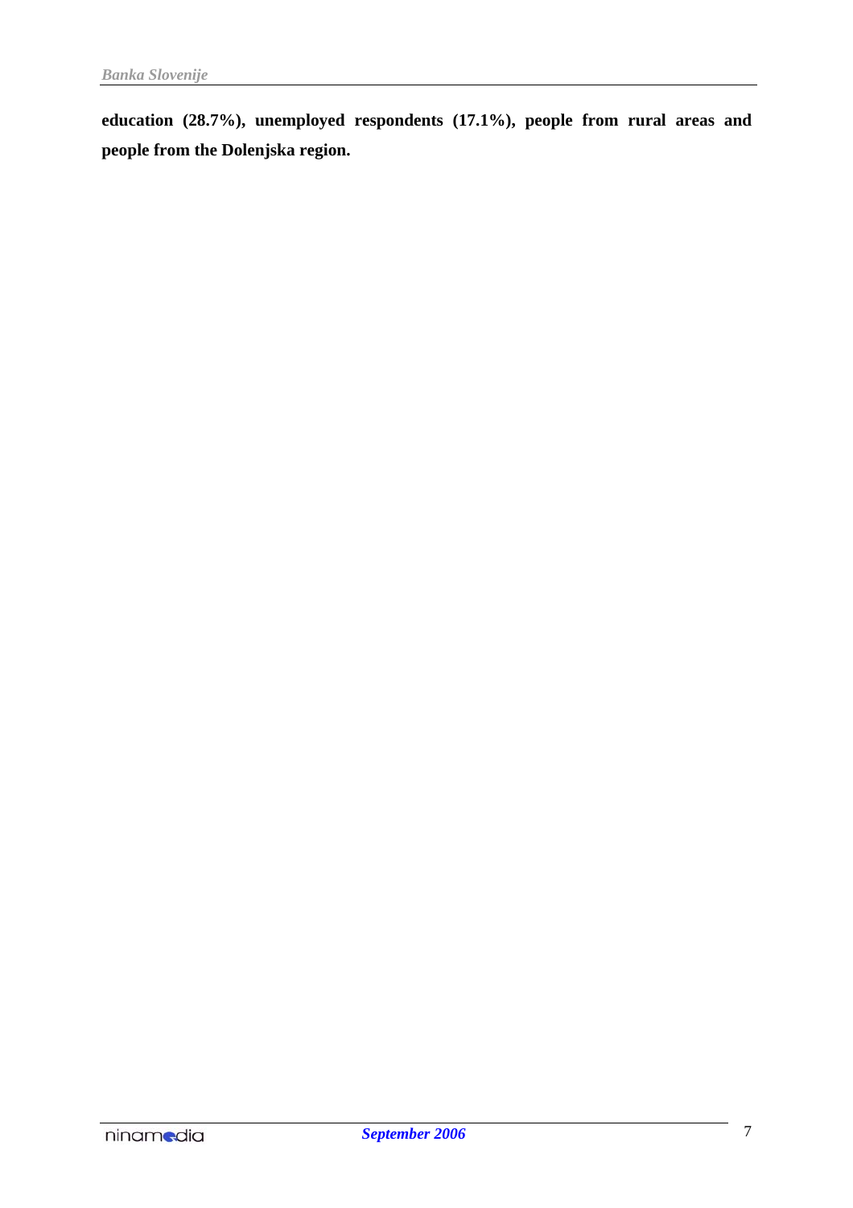**education (28.7%), unemployed respondents (17.1%), people from rural areas and people from the Dolenjska region.**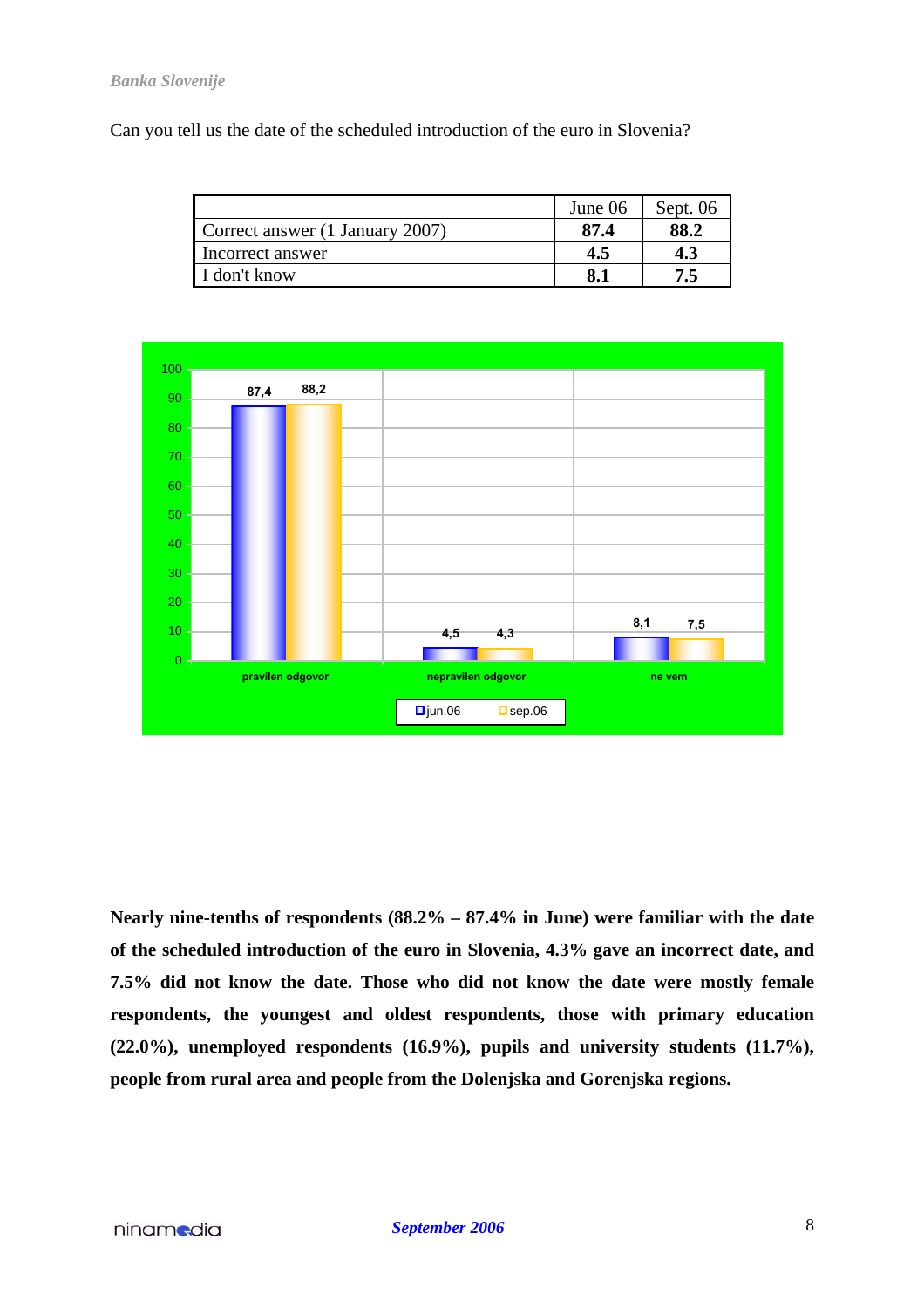Can you tell us the date of the scheduled introduction of the euro in Slovenia?

| | June 06 | Sept. 06 |
|---|---|---|
| Correct answer (1 January 2007) | **87.4** | **88.2** |
| Incorrect answer | **4.5** | **4.3** |
| I don't know | **8.1** | **7.5** |

**Nearly nine-tenths of respondents (88.2% – 87.4% in June) were familiar with the date of the scheduled introduction of the euro in Slovenia, 4.3% gave an incorrect date, and 7.5% did not know the date. Those who did not know the date were mostly female respondents, the youngest and oldest respondents, those with primary education (22.0%), unemployed respondents (16.9%), pupils and university students (11.7%), people from rural area and people from the Dolenjska and Gorenjska regions.**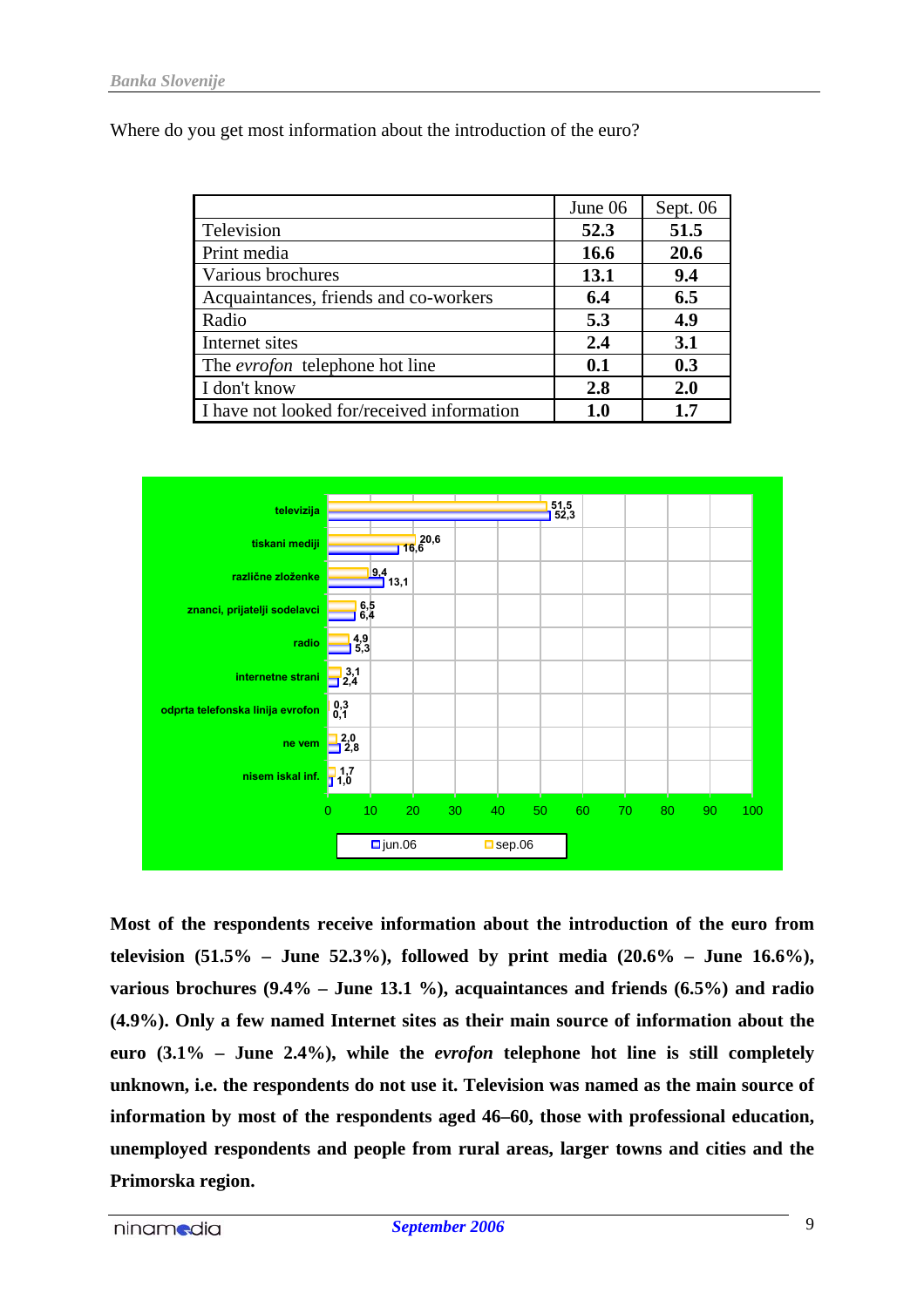Where do you get most information about the introduction of the euro?

| | June 06 | Sept. 06 |
|---|---|---|
| Television | **52.3** | **51.5** |
| Print media | **16.6** | **20.6** |
| Various brochures | **13.1** | **9.4** |
| Acquaintances, friends and co-workers | **6.4** | **6.5** |
| Radio | **5.3** | **4.9** |
| Internet sites | **2.4** | **3.1** |
| The *evrofon* telephone hot line | **0.1** | **0.3** |
| I don't know | **2.8** | **2.0** |
| I have not looked for/received information | **1.0** | **1.7** |

| | jun.06 | sep.06 |
|---|---|---|
| televizija | 52,3 | 51,5 |
| tiskani mediji | 16,6 | 20,6 |
| različne zloženke | 13,1 | 9,4 |
| znanci, prijatelji sodelavci | 6,4 | 6,5 |
| radio | 5,3 | 4,9 |
| internetne strani | 2,4 | 3,1 |
| odprta telefonska linija evrofon | 0,1 | 0,3 |
| ne vem | 2,8 | 2,0 |
| nisem iskal inf. | 1,0 | 1,7 |

**Most of the respondents receive information about the introduction of the euro from television (51.5% – June 52.3%), followed by print media (20.6% – June 16.6%), various brochures (9.4% – June 13.1 %), acquaintances and friends (6.5%) and radio (4.9%). Only a few named Internet sites as their main source of information about the euro (3.1% – June 2.4%), while the *evrofon* telephone hot line is still completely unknown, i.e. the respondents do not use it. Television was named as the main source of information by most of the respondents aged 46–60, those with professional education, unemployed respondents and people from rural areas, larger towns and cities and the Primorska region.**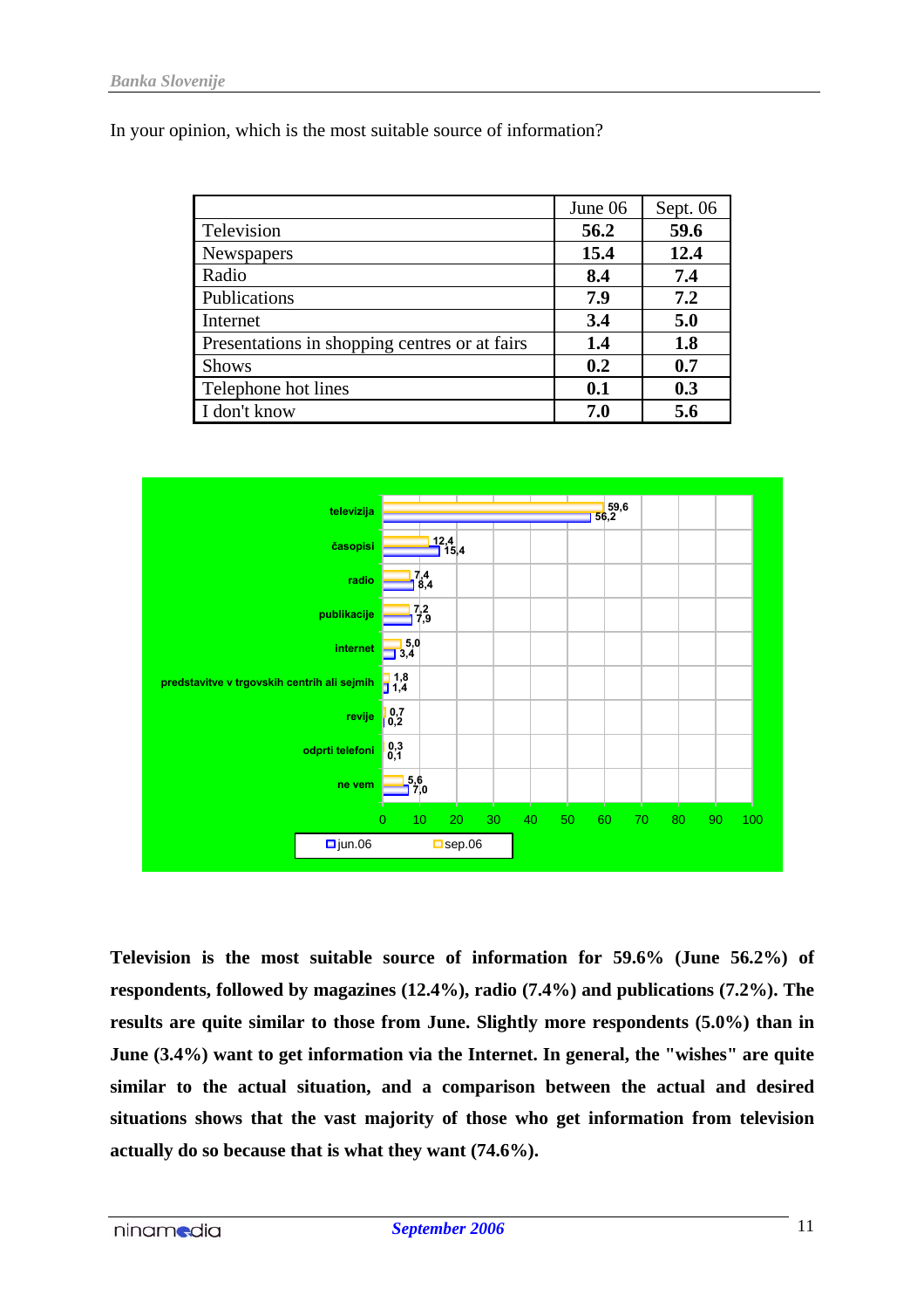In your opinion, which is the most suitable source of information?

| | June 06 | Sept. 06 |
|---|---|---|
| Television | **56.2** | **59.6** |
| Newspapers | **15.4** | **12.4** |
| Radio | **8.4** | **7.4** |
| Publications | **7.9** | **7.2** |
| Internet | **3.4** | **5.0** |
| Presentations in shopping centres or at fairs | **1.4** | **1.8** |
| Shows | **0.2** | **0.7** |
| Telephone hot lines | **0.1** | **0.3** |
| I don't know | **7.0** | **5.6** |

**Television is the most suitable source of information for 59.6% (June 56.2%) of respondents, followed by magazines (12.4%), radio (7.4%) and publications (7.2%). The results are quite similar to those from June. Slightly more respondents (5.0%) than in June (3.4%) want to get information via the Internet. In general, the "wishes" are quite similar to the actual situation, and a comparison between the actual and desired situations shows that the vast majority of those who get information from television actually do so because that is what they want (74.6%).**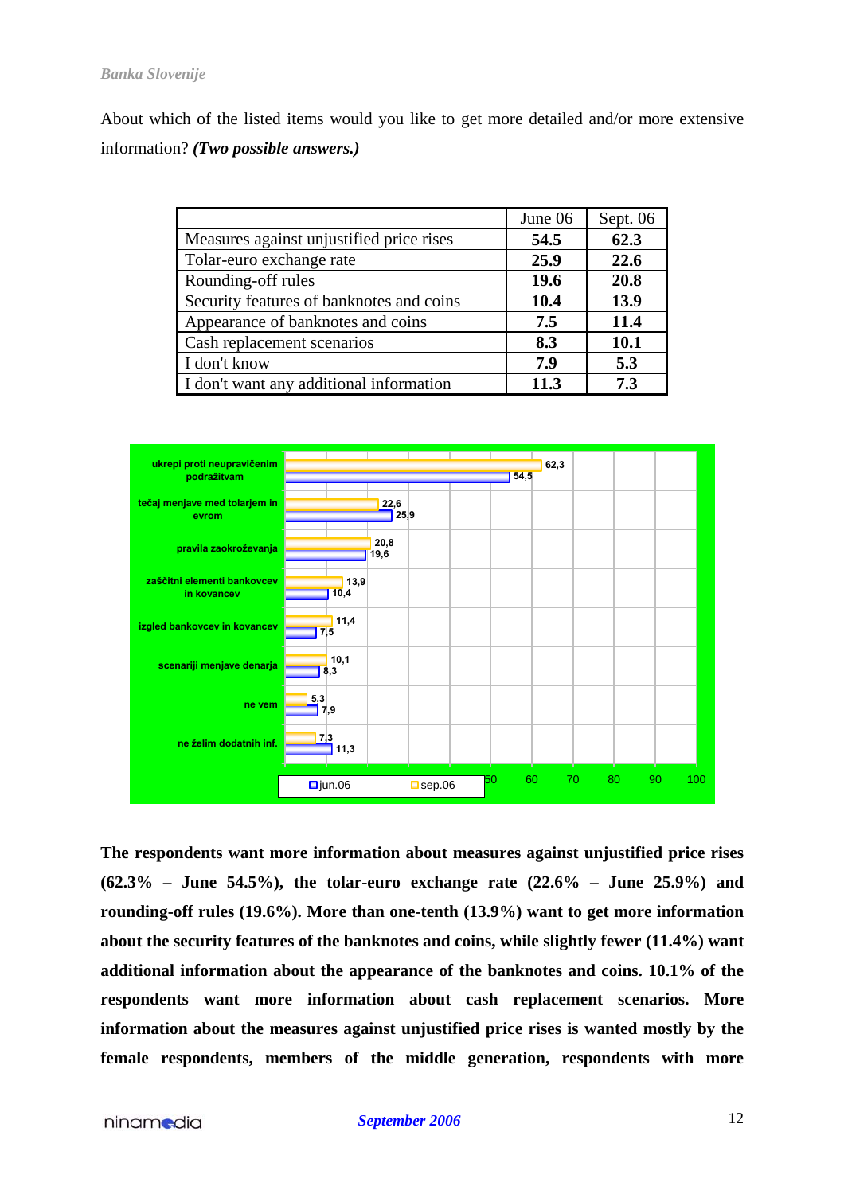About which of the listed items would you like to get more detailed and/or more extensive information? ***(Two possible answers.)***

| | June 06 | Sept. 06 |
|---|---|---|
| Measures against unjustified price rises | **54.5** | **62.3** |
| Tolar-euro exchange rate | **25.9** | **22.6** |
| Rounding-off rules | **19.6** | **20.8** |
| Security features of banknotes and coins | **10.4** | **13.9** |
| Appearance of banknotes and coins | **7.5** | **11.4** |
| Cash replacement scenarios | **8.3** | **10.1** |
| I don't know | **7.9** | **5.3** |
| I don't want any additional information | **11.3** | **7.3** |

| | jun.06 | sep.06 |
|---|---|---|
| ukrepi proti neupravičenim podražitvam | 54,5 | 62,3 |
| tečaj menjave med tolarjem in evrom | 25,9 | 22,6 |
| pravila zaokroževanja | 19,6 | 20,8 |
| zaščitni elementi bankovcev in kovancev | 10,4 | 13,9 |
| izgled bankovcev in kovancev | 7,5 | 11,4 |
| scenariji menjave denarja | 8,3 | 10,1 |
| ne vem | 7,9 | 5,3 |
| ne želim dodatnih inf. | 11,3 | 7,3 |

**The respondents want more information about measures against unjustified price rises (62.3% – June 54.5%), the tolar-euro exchange rate (22.6% – June 25.9%) and rounding-off rules (19.6%). More than one-tenth (13.9%) want to get more information about the security features of the banknotes and coins, while slightly fewer (11.4%) want additional information about the appearance of the banknotes and coins. 10.1% of the respondents want more information about cash replacement scenarios. More information about the measures against unjustified price rises is wanted mostly by the female respondents, members of the middle generation, respondents with more**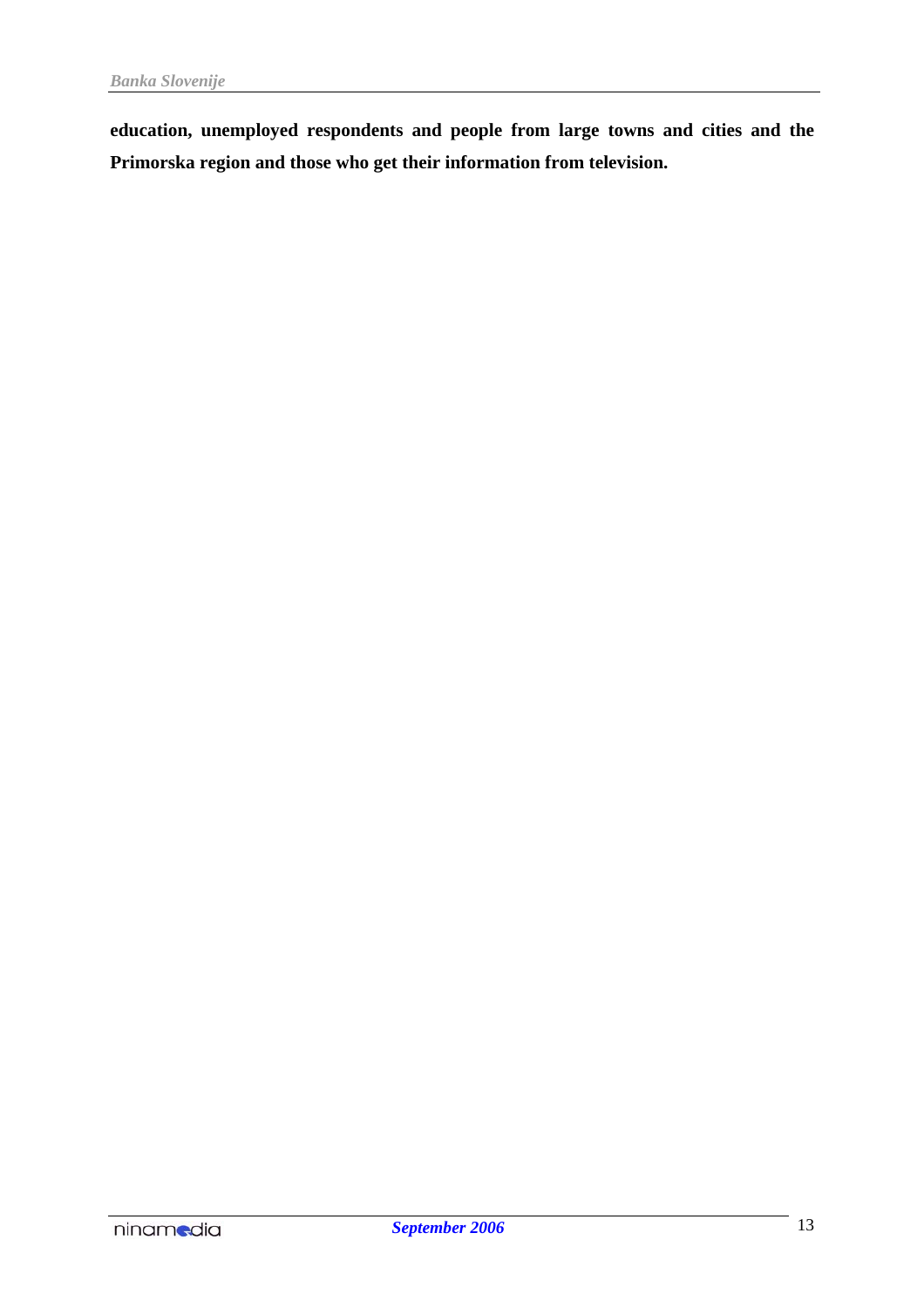**education, unemployed respondents and people from large towns and cities and the Primorska region and those who get their information from television.**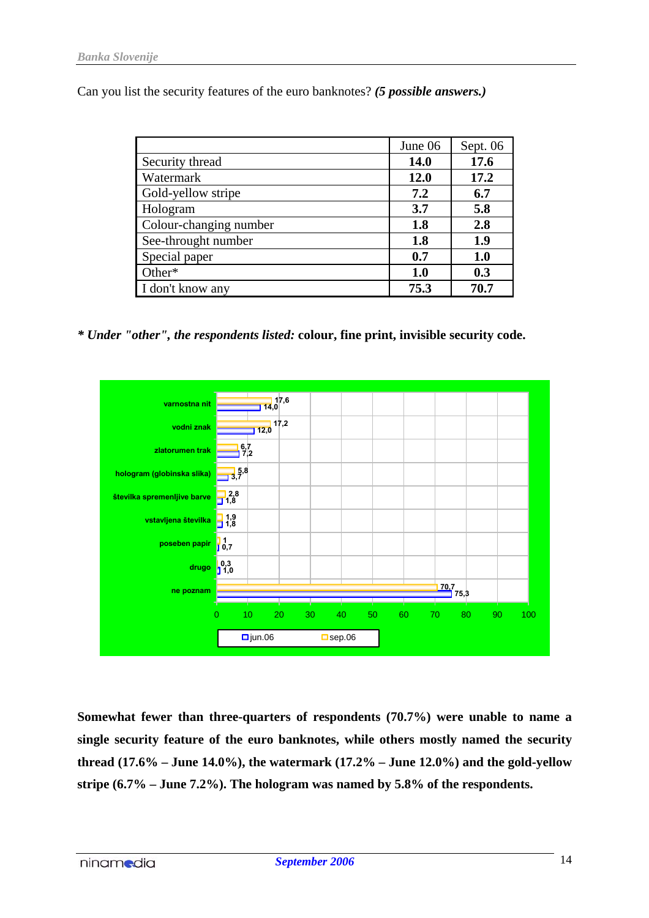Can you list the security features of the euro banknotes? ***(5 possible answers.)***

| | June 06 | Sept. 06 |
|---|---|---|
| Security thread | **14.0** | **17.6** |
| Watermark | **12.0** | **17.2** |
| Gold-yellow stripe | **7.2** | **6.7** |
| Hologram | **3.7** | **5.8** |
| Colour-changing number | **1.8** | **2.8** |
| See-throught number | **1.8** | **1.9** |
| Special paper | **0.7** | **1.0** |
| Other* | **1.0** | **0.3** |
| I don't know any | **75.3** | **70.7** |

***\* Under "other", the respondents listed:*** **colour, fine print, invisible security code.**

| | jun.06 | sep.06 |
|---|---|---|
| varnostna nit | 14,0 | 17,6 |
| vodni znak | 12,0 | 17,2 |
| zlatorumen trak | 7,2 | 6,7 |
| hologram (globinska slika) | 3,7 | 5,8 |
| številka spremenljive barve | 1,8 | 2,8 |
| vstavljena številka | 1,8 | 1,9 |
| poseben papir | 0,7 | 1 |
| drugo | 1,0 | 0,3 |
| ne poznam | 75,3 | 70,7 |

**Somewhat fewer than three-quarters of respondents (70.7%) were unable to name a single security feature of the euro banknotes, while others mostly named the security thread (17.6% – June 14.0%), the watermark (17.2% – June 12.0%) and the gold-yellow stripe (6.7% – June 7.2%). The hologram was named by 5.8% of the respondents.**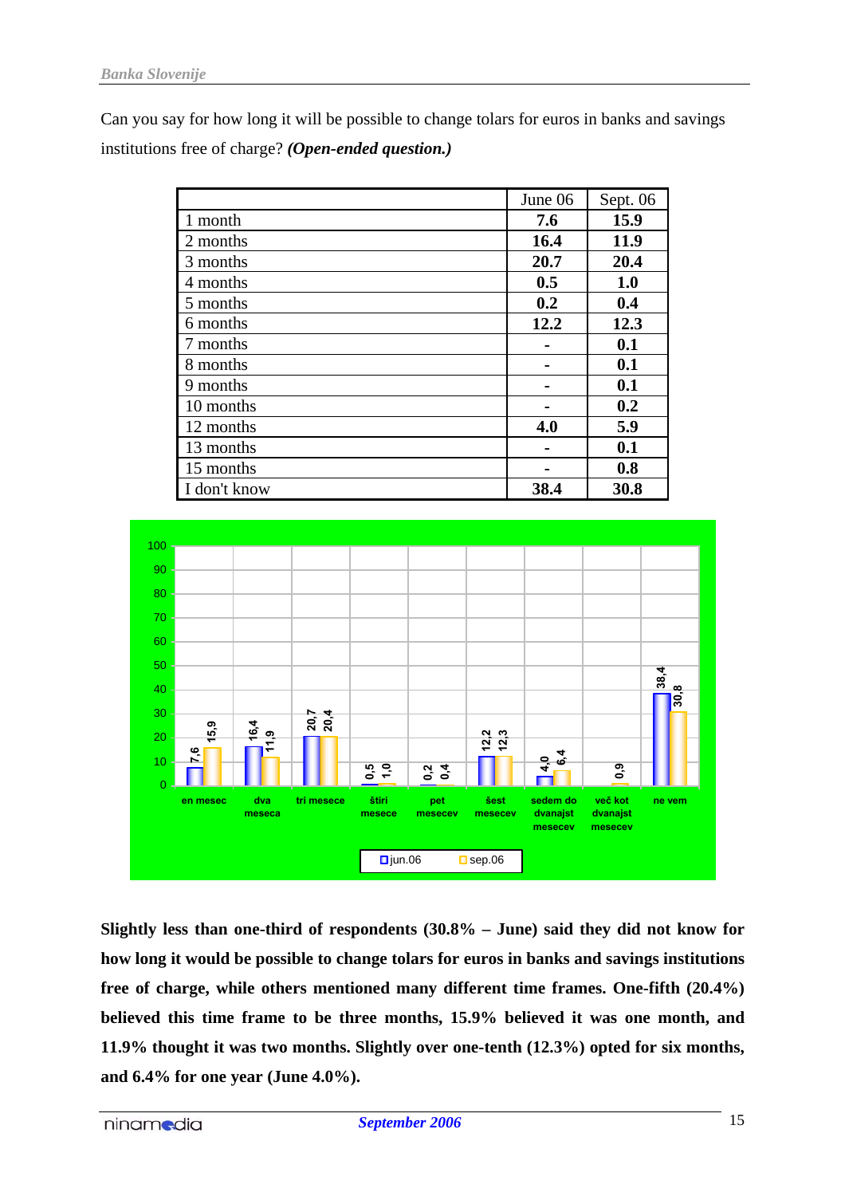Can you say for how long it will be possible to change tolars for euros in banks and savings institutions free of charge? ***(Open-ended question.)***

| | June 06 | Sept. 06 |
|---|---|---|
| 1 month | **7.6** | **15.9** |
| 2 months | **16.4** | **11.9** |
| 3 months | **20.7** | **20.4** |
| 4 months | **0.5** | **1.0** |
| 5 months | **0.2** | **0.4** |
| 6 months | **12.2** | **12.3** |
| 7 months | **-** | **0.1** |
| 8 months | **-** | **0.1** |
| 9 months | **-** | **0.1** |
| 10 months | **-** | **0.2** |
| 12 months | **4.0** | **5.9** |
| 13 months | **-** | **0.1** |
| 15 months | **-** | **0.8** |
| I don't know | **38.4** | **30.8** |

| | jun.06 | sep.06 |
|---|---|---|
| en mesec | 7,6 | 15,9 |
| dva meseca | 16,4 | 11,9 |
| tri mesece | 20,7 | 20,4 |
| štiri mesece | 0,5 | 1,0 |
| pet mesecev | 0,2 | 0,4 |
| šest mesecev | 12,2 | 12,3 |
| sedem do dvanajst mesecev | 4,0 | 6,4 |
| več kot dvanajst mesecev | | 0,9 |
| ne vem | 38,4 | 30,8 |

**Slightly less than one-third of respondents (30.8% – June) said they did not know for how long it would be possible to change tolars for euros in banks and savings institutions free of charge, while others mentioned many different time frames. One-fifth (20.4%) believed this time frame to be three months, 15.9% believed it was one month, and 11.9% thought it was two months. Slightly over one-tenth (12.3%) opted for six months, and 6.4% for one year (June 4.0%).**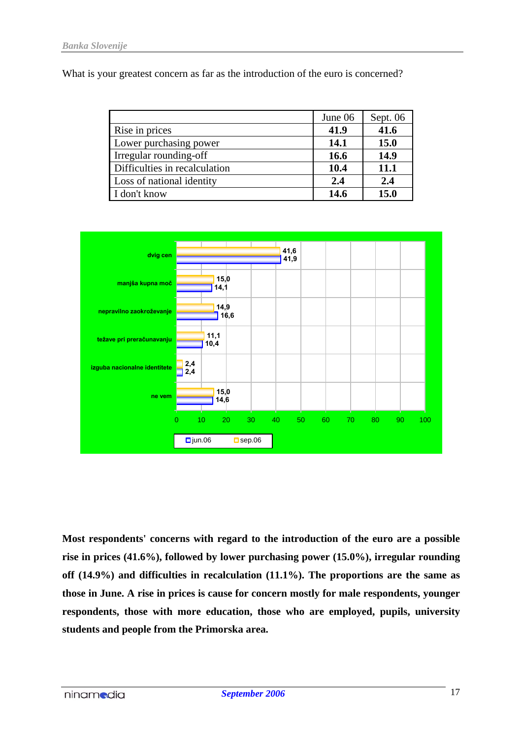What is your greatest concern as far as the introduction of the euro is concerned?

| | June 06 | Sept. 06 |
|---|---|---|
| Rise in prices | **41.9** | **41.6** |
| Lower purchasing power | **14.1** | **15.0** |
| Irregular rounding-off | **16.6** | **14.9** |
| Difficulties in recalculation | **10.4** | **11.1** |
| Loss of national identity | **2.4** | **2.4** |
| I don't know | **14.6** | **15.0** |

| | jun.06 | sep.06 |
|---|---|---|
| dvig cen | 41,9 | 41,6 |
| manjša kupna moč | 14,1 | 15,0 |
| nepravilno zaokroževanje | 16,6 | 14,9 |
| težave pri preračunavanju | 10,4 | 11,1 |
| izguba nacionalne identitete | 2,4 | 2,4 |
| ne vem | 14,6 | 15,0 |

**Most respondents' concerns with regard to the introduction of the euro are a possible rise in prices (41.6%), followed by lower purchasing power (15.0%), irregular rounding off (14.9%) and difficulties in recalculation (11.1%). The proportions are the same as those in June. A rise in prices is cause for concern mostly for male respondents, younger respondents, those with more education, those who are employed, pupils, university students and people from the Primorska area.**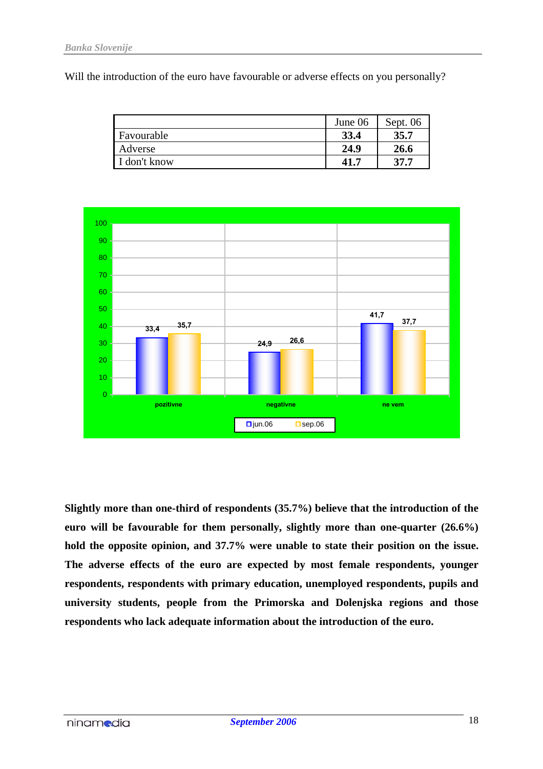Will the introduction of the euro have favourable or adverse effects on you personally?

| | June 06 | Sept. 06 |
|---|---|---|
| Favourable | **33.4** | **35.7** |
| Adverse | **24.9** | **26.6** |
| I don't know | **41.7** | **37.7** |

**Slightly more than one-third of respondents (35.7%) believe that the introduction of the euro will be favourable for them personally, slightly more than one-quarter (26.6%) hold the opposite opinion, and 37.7% were unable to state their position on the issue. The adverse effects of the euro are expected by most female respondents, younger respondents, respondents with primary education, unemployed respondents, pupils and university students, people from the Primorska and Dolenjska regions and those respondents who lack adequate information about the introduction of the euro.**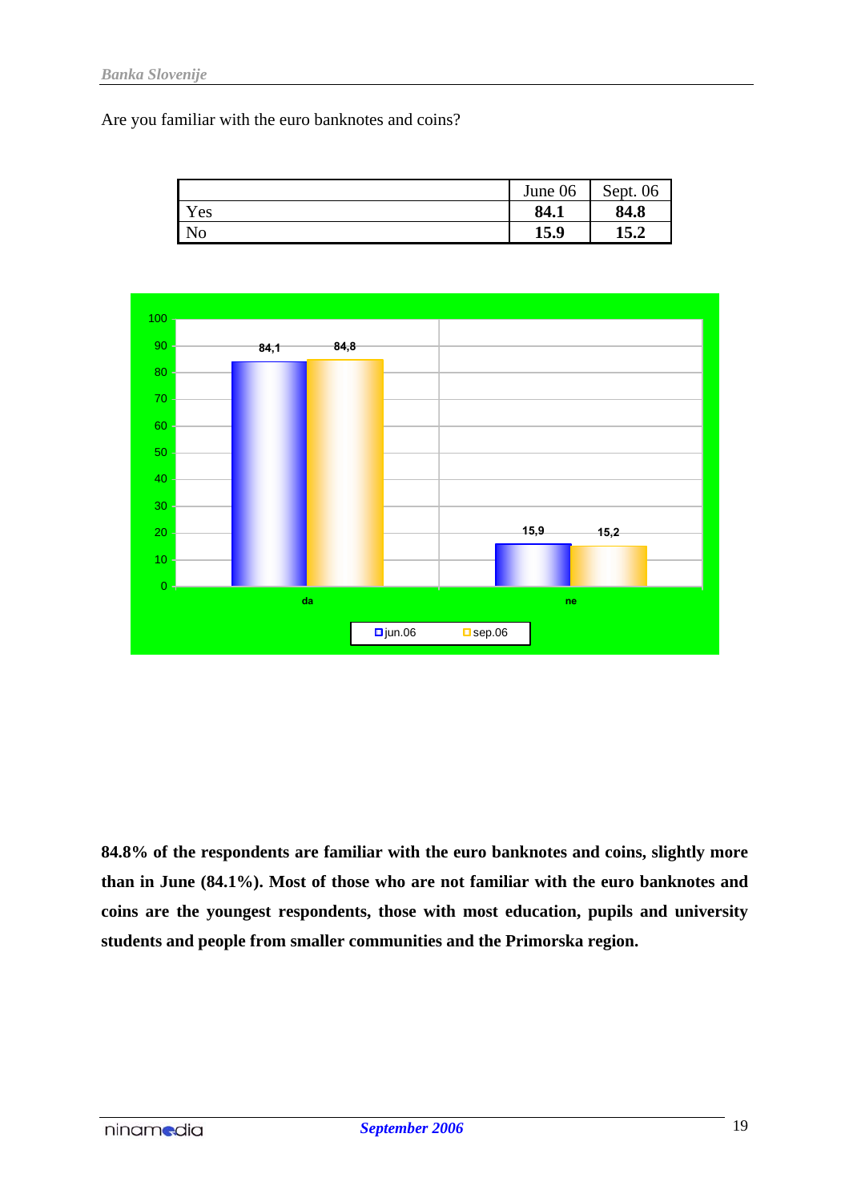Are you familiar with the euro banknotes and coins?

| | June 06 | Sept. 06 |
|---|---|---|
| Yes | **84.1** | **84.8** |
| No | **15.9** | **15.2** |

**84.8% of the respondents are familiar with the euro banknotes and coins, slightly more than in June (84.1%). Most of those who are not familiar with the euro banknotes and coins are the youngest respondents, those with most education, pupils and university students and people from smaller communities and the Primorska region.**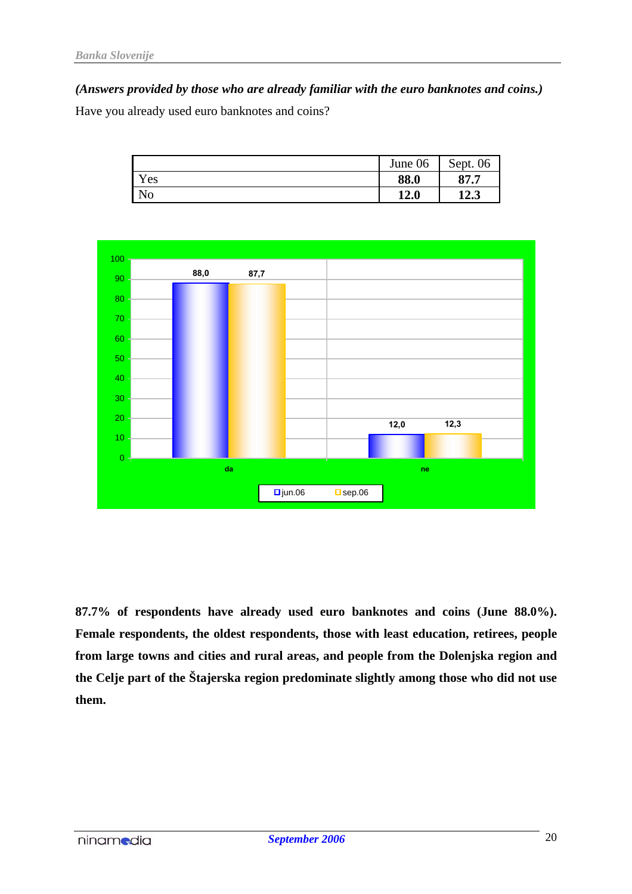***(Answers provided by those who are already familiar with the euro banknotes and coins.)***

Have you already used euro banknotes and coins?

| | June 06 | Sept. 06 |
|---|---|---|
| Yes | **88.0** | **87.7** |
| No | **12.0** | **12.3** |

**87.7% of respondents have already used euro banknotes and coins (June 88.0%). Female respondents, the oldest respondents, those with least education, retirees, people from large towns and cities and rural areas, and people from the Dolenjska region and the Celje part of the Štajerska region predominate slightly among those who did not use them.**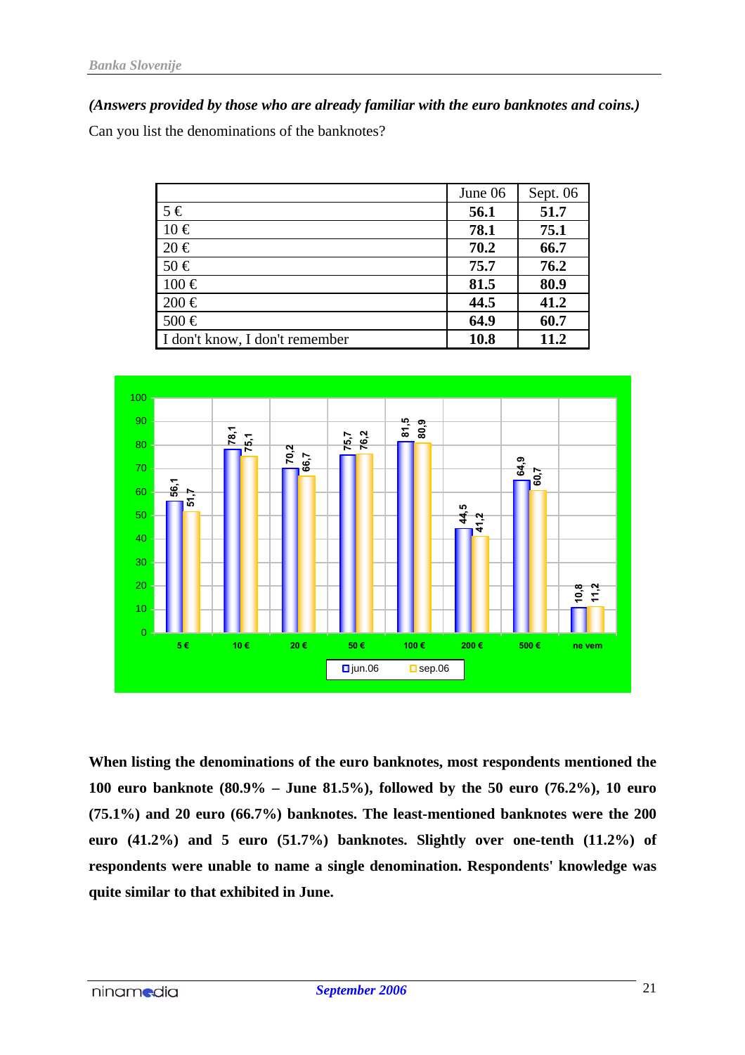***(Answers provided by those who are already familiar with the euro banknotes and coins.)***

Can you list the denominations of the banknotes?

| | June 06 | Sept. 06 |
|---|---|---|
| 5 € | **56.1** | **51.7** |
| 10 € | **78.1** | **75.1** |
| 20 € | **70.2** | **66.7** |
| 50 € | **75.7** | **76.2** |
| 100 € | **81.5** | **80.9** |
| 200 € | **44.5** | **41.2** |
| 500 € | **64.9** | **60.7** |
| I don't know, I don't remember | **10.8** | **11.2** |

**When listing the denominations of the euro banknotes, most respondents mentioned the 100 euro banknote (80.9% – June 81.5%), followed by the 50 euro (76.2%), 10 euro (75.1%) and 20 euro (66.7%) banknotes. The least-mentioned banknotes were the 200 euro (41.2%) and 5 euro (51.7%) banknotes. Slightly over one-tenth (11.2%) of respondents were unable to name a single denomination. Respondents' knowledge was quite similar to that exhibited in June.**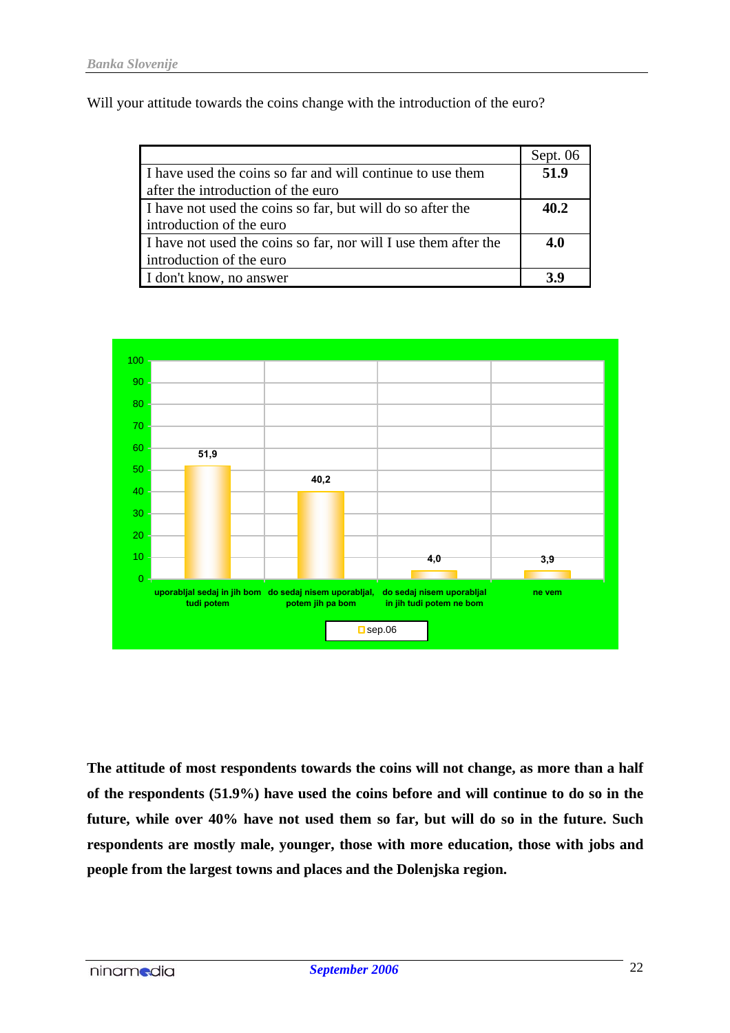Will your attitude towards the coins change with the introduction of the euro?

| | Sept. 06 |
|---|---|
| I have used the coins so far and will continue to use them after the introduction of the euro | **51.9** |
| I have not used the coins so far, but will do so after the introduction of the euro | **40.2** |
| I have not used the coins so far, nor will I use them after the introduction of the euro | **4.0** |
| I don't know, no answer | **3.9** |

100
90
80
70
60
50
40
30
20
10
0

51,9
40,2
4,0
3,9

uporabljal sedaj in jih bom tudi potem
do sedaj nisem uporabljal, potem jih pa bom
do sedaj nisem uporabljal in jih tudi potem ne bom
ne vem

sep.06

**The attitude of most respondents towards the coins will not change, as more than a half of the respondents (51.9%) have used the coins before and will continue to do so in the future, while over 40% have not used them so far, but will do so in the future. Such respondents are mostly male, younger, those with more education, those with jobs and people from the largest towns and places and the Dolenjska region.**